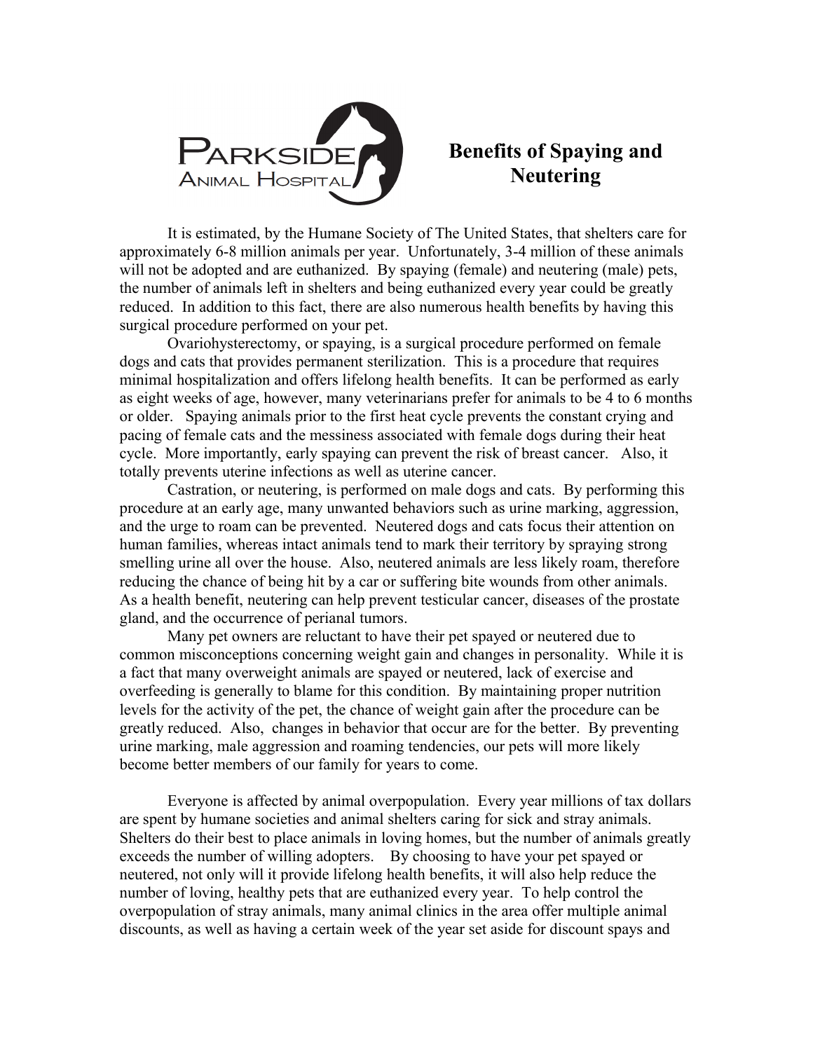PARKSIDE ANIMAL HOSPITAL

# Benefits of Spaying and Neutering

It is estimated, by the Humane Society of The United States, that shelters care for approximately 6-8 million animals per year. Unfortunately, 3-4 million of these animals will not be adopted and are euthanized. By spaying (female) and neutering (male) pets, the number of animals left in shelters and being euthanized every year could be greatly reduced. In addition to this fact, there are also numerous health benefits by having this surgical procedure performed on your pet.

Ovariohysterectomy, or spaying, is a surgical procedure performed on female dogs and cats that provides permanent sterilization. This is a procedure that requires minimal hospitalization and offers lifelong health benefits. It can be performed as early as eight weeks of age, however, many veterinarians prefer for animals to be 4 to 6 months or older. Spaying animals prior to the first heat cycle prevents the constant crying and pacing of female cats and the messiness associated with female dogs during their heat cycle. More importantly, early spaying can prevent the risk of breast cancer. Also, it totally prevents uterine infections as well as uterine cancer.

Castration, or neutering, is performed on male dogs and cats. By performing this procedure at an early age, many unwanted behaviors such as urine marking, aggression, and the urge to roam can be prevented. Neutered dogs and cats focus their attention on human families, whereas intact animals tend to mark their territory by spraying strong smelling urine all over the house. Also, neutered animals are less likely roam, therefore reducing the chance of being hit by a car or suffering bite wounds from other animals. As a health benefit, neutering can help prevent testicular cancer, diseases of the prostate gland, and the occurrence of perianal tumors.

Many pet owners are reluctant to have their pet spayed or neutered due to common misconceptions concerning weight gain and changes in personality. While it is a fact that many overweight animals are spayed or neutered, lack of exercise and overfeeding is generally to blame for this condition. By maintaining proper nutrition levels for the activity of the pet, the chance of weight gain after the procedure can be greatly reduced. Also, changes in behavior that occur are for the better. By preventing urine marking, male aggression and roaming tendencies, our pets will more likely become better members of our family for years to come.

Everyone is affected by animal overpopulation. Every year millions of tax dollars are spent by humane societies and animal shelters caring for sick and stray animals. Shelters do their best to place animals in loving homes, but the number of animals greatly exceeds the number of willing adopters. By choosing to have your pet spayed or neutered, not only will it provide lifelong health benefits, it will also help reduce the number of loving, healthy pets that are euthanized every year. To help control the overpopulation of stray animals, many animal clinics in the area offer multiple animal discounts, as well as having a certain week of the year set aside for discount spays and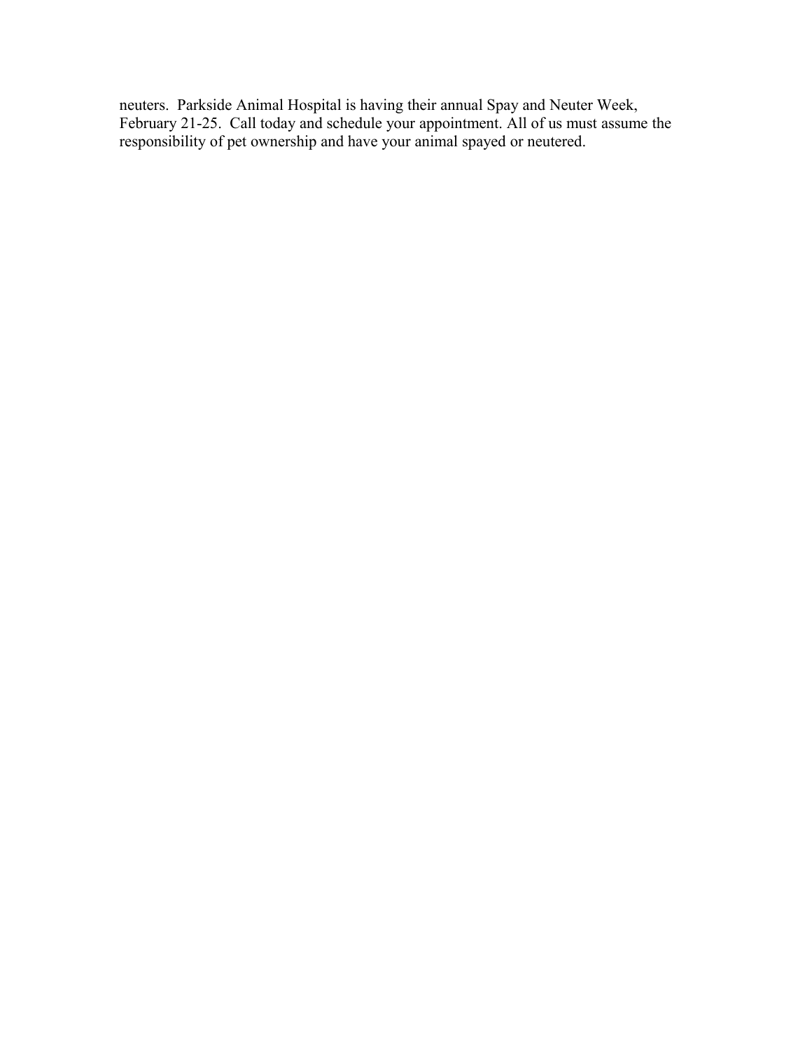neuters. Parkside Animal Hospital is having their annual Spay and Neuter Week, February 21-25. Call today and schedule your appointment. All of us must assume the responsibility of pet ownership and have your animal spayed or neutered.